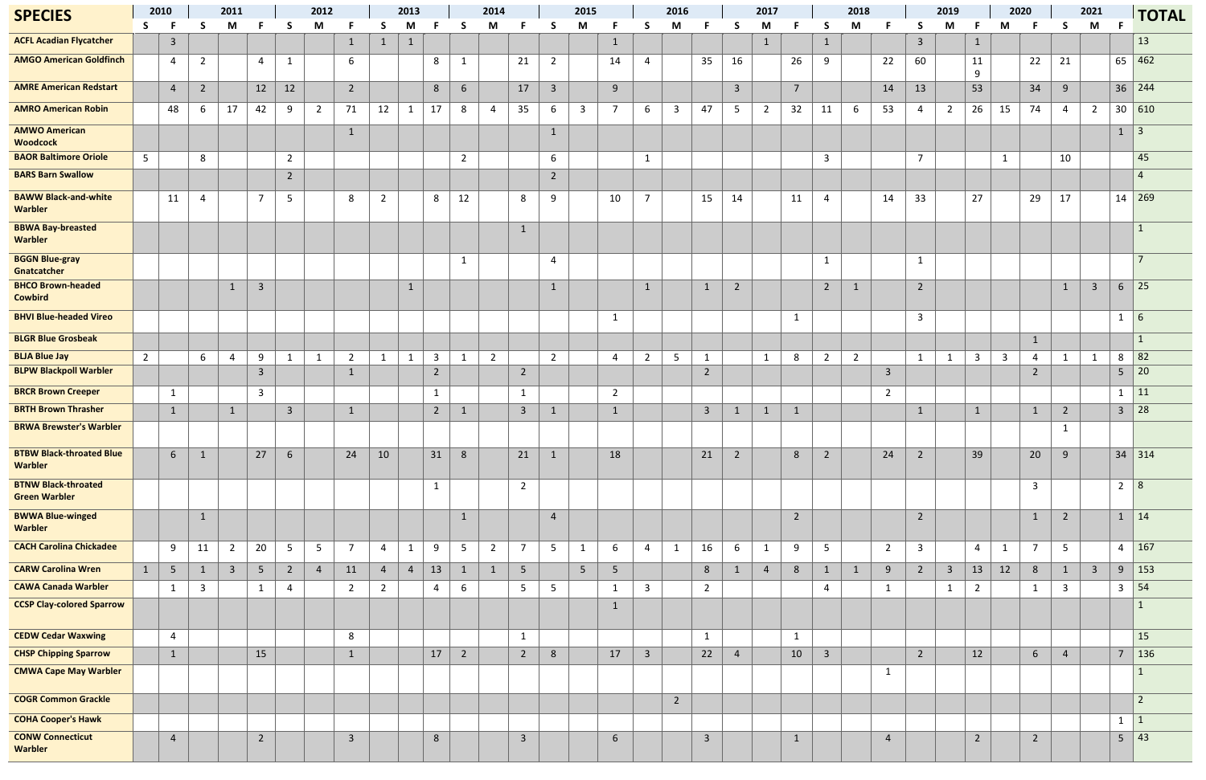| SPECIES | 2010 | | 2011 | | | 2012 | | | 2013 | | | 2014 | | | 2015 | | | 2016 | | | 2017 | | | 2018 | | | 2019 | | | 2020 | | 2021 | | | TOTAL |
|---|---|---|---|---|---|---|---|---|---|---|---|---|---|---|---|---|---|---|---|---|---|---|---|---|---|---|---|---|---|---|---|---|---|---|---|
| | S | F | S | M | F | S | M | F | S | M | F | S | M | F | S | M | F | S | M | F | S | M | F | S | M | F | S | M | F | M | F | S | M | F | |
| ACFL Acadian Flycatcher | | 3 | | | | | | 1 | 1 | 1 | | | | | | | 1 | | | | | 1 | | 1 | | | 3 | | 1 | | | | | | 13 |
| AMGO American Goldfinch | | 4 | 2 | | 4 | 1 | | 6 | | | 8 | 1 | | 21 | 2 | | 14 | 4 | | 35 | 16 | | 26 | 9 | | 22 | 60 | | 119 | | 22 | 21 | | 65 | 462 |
| AMRE American Redstart | | 4 | 2 | | 12 | 12 | | 2 | | | 8 | 6 | | 17 | 3 | | 9 | | | | 3 | | 7 | | | 14 | 13 | | 53 | | 34 | 9 | | 36 | 244 |
| AMRO American Robin | | 48 | 6 | 17 | 42 | 9 | 2 | 71 | 12 | 1 | 17 | 8 | 4 | 35 | 6 | 3 | 7 | 6 | 3 | 47 | 5 | 2 | 32 | 11 | 6 | 53 | 4 | 2 | 26 | 15 | 74 | 4 | 2 | 30 | 610 |
| AMWO American Woodcock | | | | | | | | 1 | | | | | | | 1 | | | | | | | | | | | | | | | | | | | 1 | 3 |
| BAOR Baltimore Oriole | 5 | | 8 | | | 2 | | | | | | 2 | | | 6 | | | 1 | | | | | | 3 | | | 7 | | | 1 | | 10 | | | 45 |
| BARS Barn Swallow | | | | | | 2 | | | | | | | | | 2 | | | | | | | | | | | | | | | | | | | | 4 |
| BAWW Black-and-white Warbler | | 11 | 4 | | 7 | 5 | | 8 | 2 | | 8 | 12 | | 8 | 9 | | 10 | 7 | | 15 | 14 | | 11 | 4 | | 14 | 33 | | 27 | | 29 | 17 | | 14 | 269 |
| BBWA Bay-breasted Warbler | | | | | | | | | | | | | | 1 | | | | | | | | | | | | | | | | | | | | | 1 |
| BGGN Blue-gray Gnatcatcher | | | | | | | | | | | | 1 | | | 4 | | | | | | | | | 1 | | | 1 | | | | | | | | 7 |
| BHCO Brown-headed Cowbird | | | | 1 | 3 | | | | | 1 | | | | | 1 | | | 1 | | 1 | 2 | | | 2 | 1 | | 2 | | | | | 1 | 3 | 6 | 25 |
| BHVI Blue-headed Vireo | | | | | | | | | | | | | | | | | 1 | | | | | | 1 | | | | 3 | | | | | | | 1 | 6 |
| BLGR Blue Grosbeak | | | | | | | | | | | | | | | | | | | | | | | | | | | | | | | 1 | | | | 1 |
| BLJA Blue Jay | 2 | | 6 | 4 | 9 | 1 | 1 | 2 | 1 | 1 | 3 | 1 | 2 | | 2 | | 4 | 2 | 5 | 1 | | 1 | 8 | 2 | 2 | | 1 | 1 | 3 | 3 | 4 | 1 | 1 | 8 | 82 |
| BLPW Blackpoll Warbler | | | | | 3 | | | 1 | | | 2 | | | 2 | | | | | | 2 | | | | | | 3 | | | | | 2 | | | 5 | 20 |
| BRCR Brown Creeper | | 1 | | | 3 | | | | | | 1 | | | 1 | | | 2 | | | | | | | | | 2 | | | | | | | | 1 | 11 |
| BRTH Brown Thrasher | | 1 | | 1 | | 3 | | 1 | | | 2 | 1 | | 3 | 1 | | 1 | | | 3 | 1 | 1 | 1 | | | | 1 | | 1 | | 1 | 2 | | 3 | 28 |
| BRWA Brewster's Warbler | | | | | | | | | | | | | | | | | | | | | | | | | | | | | | | | 1 | | | |
| BTBW Black-throated Blue Warbler | | 6 | 1 | | 27 | 6 | | 24 | 10 | | 31 | 8 | | 21 | 1 | | 18 | | | 21 | 2 | | 8 | 2 | | 24 | 2 | | 39 | | 20 | 9 | | 34 | 314 |
| BTNW Black-throated Green Warbler | | | | | | | | | | | 1 | | | 2 | | | | | | | | | | | | | | | | | 3 | | | 2 | 8 |
| BWWA Blue-winged Warbler | | | 1 | | | | | | | | | 1 | | | 4 | | | | | | | | 2 | | | | 2 | | | | 1 | 2 | | 1 | 14 |
| CACH Carolina Chickadee | | 9 | 11 | 2 | 20 | 5 | 5 | 7 | 4 | 1 | 9 | 5 | 2 | 7 | 5 | 1 | 6 | 4 | 1 | 16 | 6 | 1 | 9 | 5 | | 2 | 3 | | 4 | 1 | 7 | 5 | | 4 | 167 |
| CARW Carolina Wren | 1 | 5 | 1 | 3 | 5 | 2 | 4 | 11 | 4 | 4 | 13 | 1 | 1 | 5 | | 5 | 5 | | | 8 | 1 | 4 | 8 | 1 | 1 | 9 | 2 | 3 | 13 | 12 | 8 | 1 | 3 | 9 | 153 |
| CAWA Canada Warbler | | 1 | 3 | | 1 | 4 | | 2 | 2 | | 4 | 6 | | 5 | 5 | | 1 | 3 | | 2 | | | | 4 | | 1 | | 1 | 2 | | 1 | 3 | | 3 | 54 |
| CCSP Clay-colored Sparrow | | | | | | | | | | | | | | | | | 1 | | | | | | | | | | | | | | | | | | 1 |
| CEDW Cedar Waxwing | | 4 | | | | | | 8 | | | | | | 1 | | | | | | 1 | | | 1 | | | | | | | | | | | | 15 |
| CHSP Chipping Sparrow | | 1 | | | 15 | | | 1 | | | 17 | 2 | | 2 | 8 | | 17 | 3 | | 22 | 4 | | 10 | 3 | | | 2 | | 12 | | 6 | 4 | | 7 | 136 |
| CMWA Cape May Warbler | | | | | | | | | | | | | | | | | | | | | | | | | | 1 | | | | | | | | | 1 |
| COGR Common Grackle | | | | | | | | | | | | | | | | | | | 2 | | | | | | | | | | | | | | | | 2 |
| COHA Cooper's Hawk | | | | | | | | | | | | | | | | | | | | | | | | | | | | | | | | | | 1 | 1 |
| CONW Connecticut Warbler | | 4 | | | 2 | | | 3 | | | 8 | | | 3 | | | 6 | | | 3 | | | 1 | | | 4 | | | 2 | | 2 | | | 5 | 43 |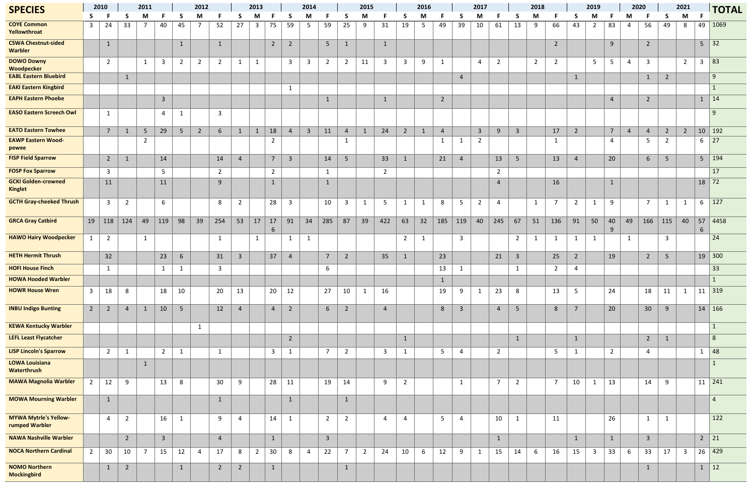| SPECIES | 2010 | | 2011 | | | 2012 | | | 2013 | | | 2014 | | | 2015 | | | 2016 | | | 2017 | | | 2018 | | | 2019 | | | 2020 | | 2021 | | | TOTAL |
|---|---|---|---|---|---|---|---|---|---|---|---|---|---|---|---|---|---|---|---|---|---|---|---|---|---|---|---|---|---|---|---|---|---|---|---|
| | S | F | S | M | F | S | M | F | S | M | F | S | M | F | S | M | F | S | M | F | S | M | F | S | M | F | S | M | F | M | F | S | M | F | |
| **COYE Common Yellowthroat** | 3 | 24 | 33 | 7 | 40 | 45 | 7 | 52 | 27 | 3 | 75 | 59 | 5 | 59 | 25 | 9 | 31 | 19 | 5 | 49 | 39 | 10 | 61 | 13 | 9 | 66 | 43 | 2 | 83 | 4 | 56 | 49 | 8 | 49 | 1069 |
| **CSWA Chestnut-sided Warbler** | | 1 | | | | 1 | | 1 | | | 2 | 2 | | 5 | 1 | | 1 | | | | | | | | | 2 | | | 9 | | 2 | | | 5 | 32 |
| **DOWO Downy Woodpecker** | | 2 | | 1 | 3 | 2 | 2 | 2 | 1 | 1 | | 3 | 3 | 2 | 2 | 11 | 3 | 3 | 9 | 1 | | 4 | 2 | | 2 | 2 | | 5 | 5 | 4 | 3 | | 2 | 3 | 83 |
| **EABL Eastern Bluebird** | | | 1 | | | | | | | | | | | | | | | | | | 4 | | | | | | 1 | | | | 1 | 2 | | | 9 |
| **EAKI Eastern Kingbird** | | | | | | | | | | | | 1 | | | | | | | | | | | | | | | | | | | | | | | 1 |
| **EAPH Eastern Phoebe** | | | | | 3 | | | | | | | | | 1 | | | 1 | | | 2 | | | | | | | | | 4 | | 2 | | | 1 | 14 |
| **EASO Eastern Screech Owl** | | 1 | | | 4 | 1 | | 3 | | | | | | | | | | | | | | | | | | | | | | | | | | | 9 |
| **EATO Eastern Towhee** | | 7 | 1 | 5 | 29 | 5 | 2 | 6 | 1 | 1 | 18 | 4 | 3 | 11 | 4 | 1 | 24 | 2 | 1 | 4 | | 3 | 9 | 3 | | 17 | 2 | | 7 | 4 | 4 | 2 | 2 | 10 | 192 |
| **EAWP Eastern Wood-pewee** | | | | 2 | | | | | | | 2 | | | | 1 | | | | | 1 | 1 | 2 | | | | 1 | | | 4 | | 5 | 2 | | 6 | 27 |
| **FISP Field Sparrow** | | 2 | 1 | | 14 | | | 14 | 4 | | 7 | 3 | | 14 | 5 | | 33 | 1 | | 21 | 4 | | 13 | 5 | | 13 | 4 | | 20 | | 6 | 5 | | 5 | 194 |
| **FOSP Fox Sparrow** | | 3 | | | 5 | | | 2 | | | 2 | | | 1 | | | 2 | | | | | | 2 | | | | | | | | | | | | 17 |
| **GCKI Golden-crowned Kinglet** | | 11 | | | 11 | | | 9 | | | 1 | | | 1 | | | | | | | | | 4 | | | 16 | | | 1 | | | | | 18 | 72 |
| **GCTH Gray-cheeked Thrush** | | 3 | 2 | | 6 | | | 8 | 2 | | 28 | 3 | | 10 | 3 | 1 | 5 | 1 | 1 | 8 | 5 | 2 | 4 | | 1 | 7 | 2 | 1 | 9 | | 7 | 1 | 1 | 6 | 127 |
| **GRCA Gray Catbird** | 19 | 118 | 124 | 49 | 119 | 98 | 39 | 254 | 53 | 17 | 176 | 91 | 34 | 285 | 87 | 39 | 422 | 63 | 32 | 185 | 119 | 40 | 245 | 67 | 51 | 136 | 91 | 50 | 409 | 49 | 166 | 115 | 40 | 576 | 4458 |
| **HAWO Hairy Woodpecker** | 1 | 2 | | 1 | | | | 1 | | 1 | | 1 | 1 | | | | | 2 | 1 | | 3 | | | 2 | 1 | 1 | 1 | 1 | | 1 | | 3 | | | 24 |
| **HETH Hermit Thrush** | | 32 | | | 23 | 6 | | 31 | 3 | | 37 | 4 | | 7 | 2 | | 35 | 1 | | 23 | | | 21 | 3 | | 25 | 2 | | 19 | | 2 | 5 | | 19 | 300 |
| **HOFI House Finch** | | 1 | | | 1 | 1 | | 3 | | | | | | 6 | | | | | | 13 | 1 | | | 1 | | 2 | 4 | | | | | | | | 33 |
| **HOWA Hooded Warbler** | | | | | | | | | | | | | | | | | | | | 1 | | | | | | | | | | | | | | | 1 |
| **HOWR House Wren** | 3 | 18 | 8 | | 18 | 10 | | 20 | 13 | | 20 | 12 | | 27 | 10 | 1 | 16 | | | 19 | 9 | 1 | 23 | 8 | | 13 | 5 | | 24 | | 18 | 11 | 1 | 11 | 319 |
| **INBU Indigo Bunting** | 2 | 2 | 4 | 1 | 10 | 5 | | 12 | 4 | | 4 | 2 | | 6 | 2 | | 4 | | | 8 | 3 | | 4 | 5 | | 8 | 7 | | 20 | | 30 | 9 | | 14 | 166 |
| **KEWA Kentucky Warbler** | | | | | | | 1 | | | | | | | | | | | | | | | | | | | | | | | | | | | | 1 |
| **LEFL Least Flycatcher** | | | | | | | | | | | | 2 | | | | | | 1 | | | | | | 1 | | | 1 | | | | 2 | 1 | | | 8 |
| **LISP Lincoln's Sparrow** | | 2 | 1 | | 2 | 1 | | 1 | | | 3 | 1 | | 7 | 2 | | 3 | 1 | | 5 | 4 | | 2 | | | 5 | 1 | | 2 | | 4 | | | 1 | 48 |
| **LOWA Louisiana Waterthrush** | | | | 1 | | | | | | | | | | | | | | | | | | | | | | | | | | | | | | | 1 |
| **MAWA Magnolia Warbler** | 2 | 12 | 9 | | 13 | 8 | | 30 | 9 | | 28 | 11 | | 19 | 14 | | 9 | 2 | | | 1 | | 7 | 2 | | 7 | 10 | 1 | 13 | | 14 | 9 | | 11 | 241 |
| **MOWA Mourning Warbler** | | 1 | | | | | | 1 | | | | 1 | | | 1 | | | | | | | | | | | | | | | | | | | | 4 |
| **MYWA Mytrle's Yellow-rumped Warbler** | | 4 | 2 | | 16 | 1 | | 9 | 4 | | 14 | 1 | | 2 | 2 | | 4 | 4 | | 5 | 4 | | 10 | 1 | | 11 | | | 26 | | 1 | 1 | | | 122 |
| **NAWA Nashville Warbler** | | | 2 | | 3 | | | 4 | | | 1 | | | 3 | | | | | | | | | 1 | | | | 1 | | 1 | | 3 | | | 2 | 21 |
| **NOCA Northern Cardinal** | 2 | 30 | 10 | 7 | 15 | 12 | 4 | 17 | 8 | 2 | 30 | 8 | 4 | 22 | 7 | 2 | 24 | 10 | 6 | 12 | 9 | 1 | 15 | 14 | 6 | 16 | 15 | 3 | 33 | 6 | 33 | 17 | 3 | 26 | 429 |
| **NOMO Northern Mockingbird** | | 1 | 2 | | | 1 | | 2 | 2 | | 1 | | | | 1 | | | | | | | | | | | | | | | | 1 | | | 1 | 12 |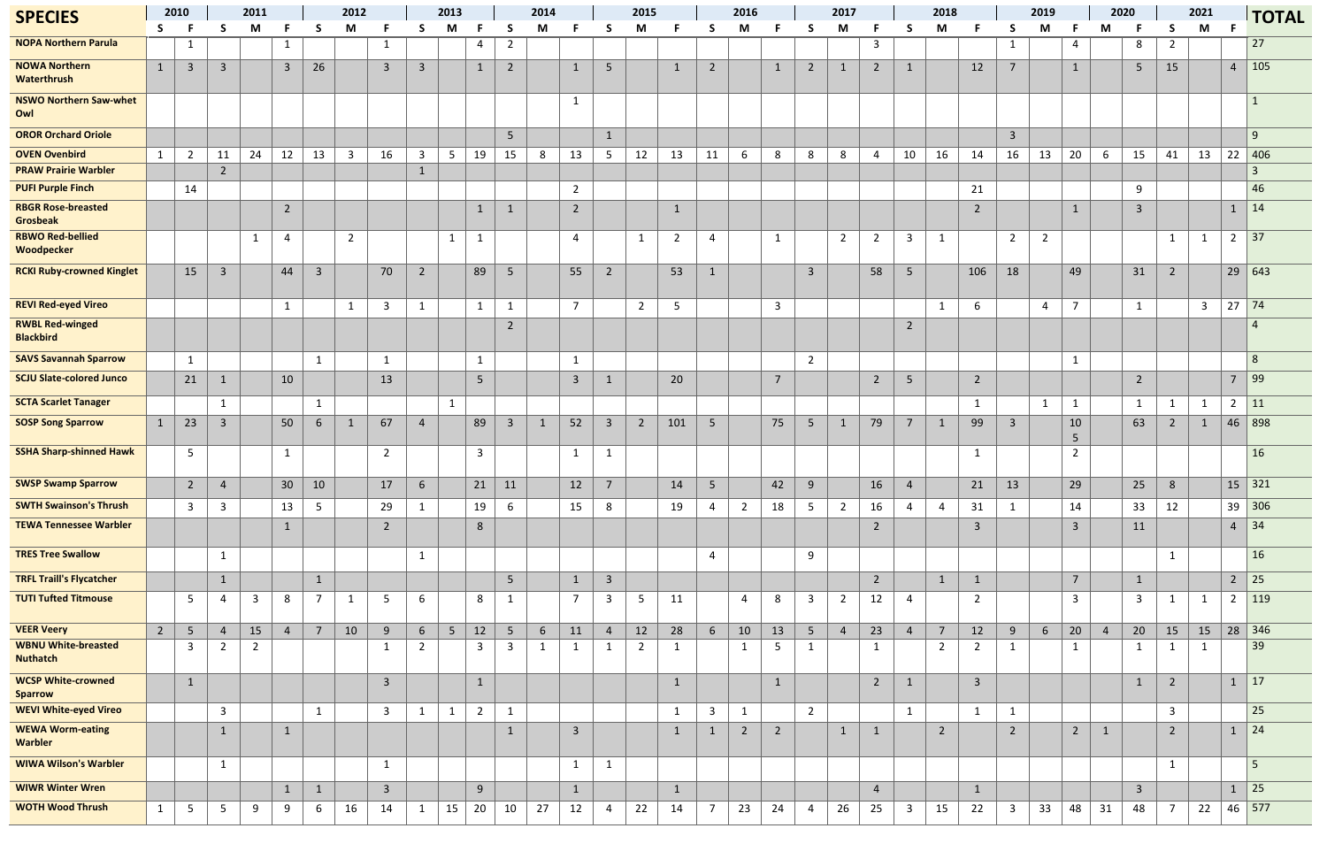| SPECIES | 2010 | | 2011 | | | 2012 | | | 2013 | | | 2014 | | | 2015 | | | 2016 | | | 2017 | | | 2018 | | | 2019 | | | 2020 | | 2021 | | | TOTAL |
|---|---|---|---|---|---|---|---|---|---|---|---|---|---|---|---|---|---|---|---|---|---|---|---|---|---|---|---|---|---|---|---|---|---|---|---|
| | S | F | S | M | F | S | M | F | S | M | F | S | M | F | S | M | F | S | M | F | S | M | F | S | M | F | S | M | F | M | F | S | M | F | |
| **NOPA Northern Parula** | | 1 | | | 1 | | | 1 | | | 4 | 2 | | | | | | | | | | | 3 | | | | 1 | | 4 | | 8 | 2 | | | 27 |
| **NOWA Northern Waterthrush** | 1 | 3 | 3 | | 3 | 26 | | 3 | 3 | | 1 | 2 | | 1 | 5 | | 1 | 2 | | 1 | 2 | 1 | 2 | 1 | | 12 | 7 | | 1 | | 5 | 15 | | 4 | 105 |
| **NSWO Northern Saw-whet Owl** | | | | | | | | | | | | | | 1 | | | | | | | | | | | | | | | | | | | | | 1 |
| **OROR Orchard Oriole** | | | | | | | | | | | | 5 | | | 1 | | | | | | | | | | | | 3 | | | | | | | | 9 |
| **OVEN Ovenbird** | 1 | 2 | 11 | 24 | 12 | 13 | 3 | 16 | 3 | 5 | 19 | 15 | 8 | 13 | 5 | 12 | 13 | 11 | 6 | 8 | 8 | 8 | 4 | 10 | 16 | 14 | 16 | 13 | 20 | 6 | 15 | 41 | 13 | 22 | 406 |
| **PRAW Prairie Warbler** | | | 2 | | | | | | 1 | | | | | | | | | | | | | | | | | | | | | | | | | | 3 |
| **PUFI Purple Finch** | | 14 | | | | | | | | | | | | 2 | | | | | | | | | | | | 21 | | | | | 9 | | | | 46 |
| **RBGR Rose-breasted Grosbeak** | | | | | 2 | | | | | | 1 | 1 | | 2 | | | 1 | | | | | | | | | 2 | | | 1 | | 3 | | | 1 | 14 |
| **RBWO Red-bellied Woodpecker** | | | | 1 | 4 | | 2 | | | 1 | 1 | | | 4 | | 1 | 2 | 4 | | 1 | | 2 | 2 | 3 | 1 | | 2 | 2 | | | | 1 | 1 | 2 | 37 |
| **RCKI Ruby-crowned Kinglet** | | 15 | 3 | | 44 | 3 | | 70 | 2 | | 89 | 5 | | 55 | 2 | | 53 | 1 | | | 3 | | 58 | 5 | | 106 | 18 | | 49 | | 31 | 2 | | 29 | 643 |
| **REVI Red-eyed Vireo** | | | | | 1 | | 1 | 3 | 1 | | 1 | 1 | | 7 | | 2 | 5 | | | 3 | | | | | 1 | 6 | | 4 | 7 | | 1 | | 3 | 27 | 74 |
| **RWBL Red-winged Blackbird** | | | | | | | | | | | | 2 | | | | | | | | | | | | 2 | | | | | | | | | | | 4 |
| **SAVS Savannah Sparrow** | | 1 | | | | 1 | | 1 | | | 1 | | | 1 | | | | | | | 2 | | | | | | | | 1 | | | | | | 8 |
| **SCJU Slate-colored Junco** | | 21 | 1 | | 10 | | | 13 | | | 5 | | | 3 | 1 | | 20 | | | 7 | | | 2 | 5 | | 2 | | | | | 2 | | | 7 | 99 |
| **SCTA Scarlet Tanager** | | | 1 | | | 1 | | | | 1 | | | | | | | | | | | | | | | | 1 | | 1 | 1 | | 1 | 1 | 1 | 2 | 11 |
| **SOSP Song Sparrow** | 1 | 23 | 3 | | 50 | 6 | 1 | 67 | 4 | | 89 | 3 | 1 | 52 | 3 | 2 | 101 | 5 | | 75 | 5 | 1 | 79 | 7 | 1 | 99 | 3 | | 105 | | 63 | 2 | 1 | 46 | 898 |
| **SSHA Sharp-shinned Hawk** | | 5 | | | 1 | | | 2 | | | 3 | | | 1 | 1 | | | | | | | | | | | 1 | | | 2 | | | | | | 16 |
| **SWSP Swamp Sparrow** | | 2 | 4 | | 30 | 10 | | 17 | 6 | | 21 | 11 | | 12 | 7 | | 14 | 5 | | 42 | 9 | | 16 | 4 | | 21 | 13 | | 29 | | 25 | 8 | | 15 | 321 |
| **SWTH Swainson's Thrush** | | 3 | 3 | | 13 | 5 | | 29 | 1 | | 19 | 6 | | 15 | 8 | | 19 | 4 | 2 | 18 | 5 | 2 | 16 | 4 | 4 | 31 | 1 | | 14 | | 33 | 12 | | 39 | 306 |
| **TEWA Tennessee Warbler** | | | | | 1 | | | 2 | | | 8 | | | | | | | | | | | | 2 | | | 3 | | | 3 | | 11 | | | 4 | 34 |
| **TRES Tree Swallow** | | | 1 | | | | | | 1 | | | | | | | | | 4 | | | 9 | | | | | | | | | | | 1 | | | 16 |
| **TRFL Traill's Flycatcher** | | | 1 | | | 1 | | | | | | 5 | | 1 | 3 | | | | | | | | 2 | | 1 | 1 | | | 7 | | 1 | | | 2 | 25 |
| **TUTI Tufted Titmouse** | | 5 | 4 | 3 | 8 | 7 | 1 | 5 | 6 | | 8 | 1 | | 7 | 3 | 5 | 11 | | 4 | 8 | 3 | 2 | 12 | 4 | | 2 | | | 3 | | 3 | 1 | 1 | 2 | 119 |
| **VEER Veery** | 2 | 5 | 4 | 15 | 4 | 7 | 10 | 9 | 6 | 5 | 12 | 5 | 6 | 11 | 4 | 12 | 28 | 6 | 10 | 13 | 5 | 4 | 23 | 4 | 7 | 12 | 9 | 6 | 20 | 4 | 20 | 15 | 15 | 28 | 346 |
| **WBNU White-breasted Nuthatch** | | 3 | 2 | 2 | | | | 1 | 2 | | 3 | 3 | 1 | 1 | 1 | 2 | 1 | | 1 | 5 | 1 | | 1 | | 2 | 2 | 1 | | 1 | | 1 | 1 | 1 | | 39 |
| **WCSP White-crowned Sparrow** | | 1 | | | | | | 3 | | | 1 | | | | | | 1 | | | 1 | | | 2 | 1 | | 3 | | | | | 1 | 2 | | 1 | 17 |
| **WEVI White-eyed Vireo** | | | 3 | | | 1 | | 3 | 1 | 1 | 2 | 1 | | | | | 1 | 3 | 1 | | 2 | | | 1 | | 1 | 1 | | | | | 3 | | | 25 |
| **WEWA Worm-eating Warbler** | | | 1 | | 1 | | | | | | | 1 | | 3 | | | 1 | 1 | 2 | 2 | | 1 | 1 | | 2 | | 2 | | 2 | 1 | | 2 | | 1 | 24 |
| **WIWA Wilson's Warbler** | | | 1 | | | | | 1 | | | | | | 1 | 1 | | | | | | | | | | | | | | | | | 1 | | | 5 |
| **WIWR Winter Wren** | | | | | 1 | 1 | | 3 | | | 9 | | | 1 | | | 1 | | | | | | 4 | | | 1 | | | | | 3 | | | 1 | 25 |
| **WOTH Wood Thrush** | 1 | 5 | 5 | 9 | 9 | 6 | 16 | 14 | 1 | 15 | 20 | 10 | 27 | 12 | 4 | 22 | 14 | 7 | 23 | 24 | 4 | 26 | 25 | 3 | 15 | 22 | 3 | 33 | 48 | 31 | 48 | 7 | 22 | 46 | 577 |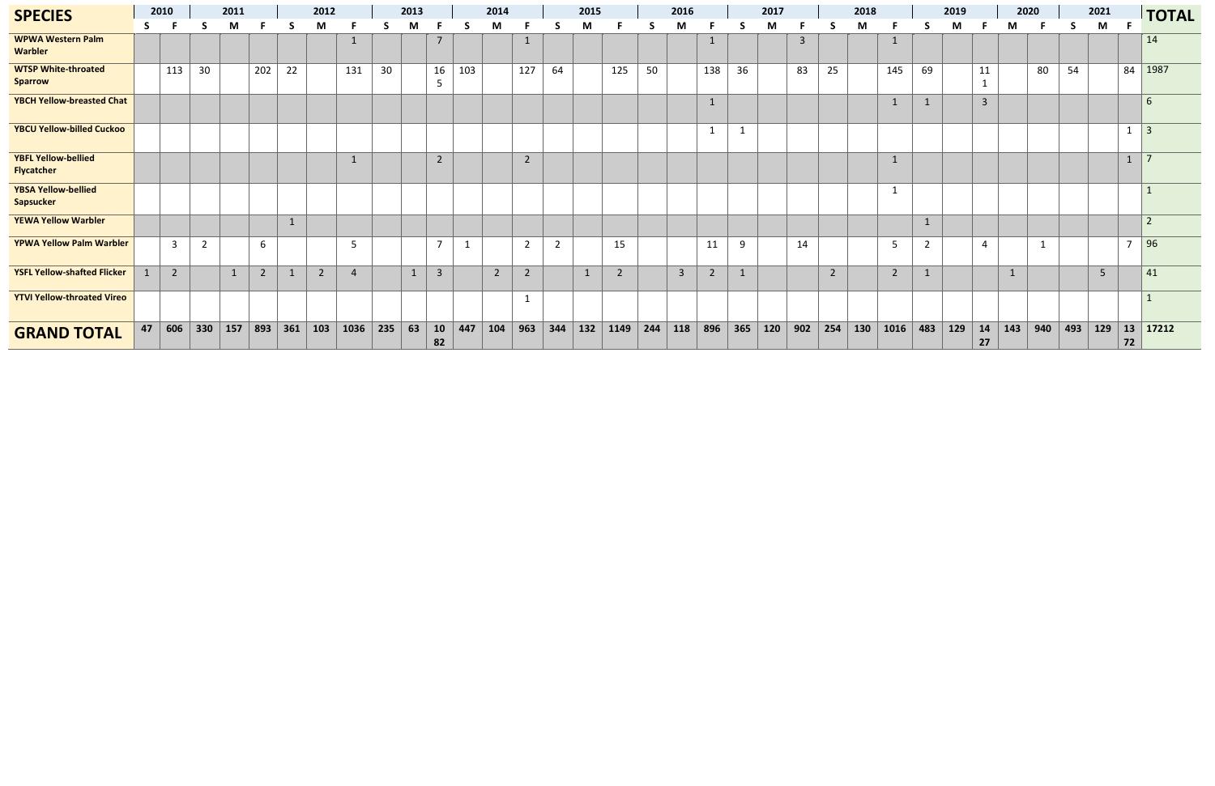| SPECIES | 2010 | | 2011 | | | 2012 | | | 2013 | | | 2014 | | | 2015 | | | 2016 | | | 2017 | | | 2018 | | | 2019 | | | 2020 | | 2021 | | | TOTAL |
|---|---|---|---|---|---|---|---|---|---|---|---|---|---|---|---|---|---|---|---|---|---|---|---|---|---|---|---|---|---|---|---|---|---|---|---|
| | S | F | S | M | F | S | M | F | S | M | F | S | M | F | S | M | F | S | M | F | S | M | F | S | M | F | S | M | F | M | F | S | M | F | |
| **WPWA Western Palm Warbler** | | | | | | | | 1 | | | 7 | | | 1 | | | | | | 1 | | | 3 | | | 1 | | | | | | | | | 14 |
| **WTSP White-throated Sparrow** | | 113 | 30 | | 202 | 22 | | 131 | 30 | | 165 | 103 | | 127 | 64 | | 125 | 50 | | 138 | 36 | | 83 | 25 | | 145 | 69 | | 111 | | 80 | 54 | | 84 | 1987 |
| **YBCH Yellow-breasted Chat** | | | | | | | | | | | | | | | | | | | | 1 | | | | | | 1 | 1 | | 3 | | | | | | 6 |
| **YBCU Yellow-billed Cuckoo** | | | | | | | | | | | | | | | | | | | | 1 | 1 | | | | | | | | | | | | | 1 | 3 |
| **YBFL Yellow-bellied Flycatcher** | | | | | | | | 1 | | | 2 | | | 2 | | | | | | | | | | | | 1 | | | | | | | | 1 | 7 |
| **YBSA Yellow-bellied Sapsucker** | | | | | | | | | | | | | | | | | | | | | | | | | | 1 | | | | | | | | | 1 |
| **YEWA Yellow Warbler** | | | | | | 1 | | | | | | | | | | | | | | | | | | | | | 1 | | | | | | | | 2 |
| **YPWA Yellow Palm Warbler** | | 3 | 2 | | 6 | | | 5 | | | 7 | 1 | | 2 | 2 | | 15 | | | 11 | 9 | | 14 | | | 5 | 2 | | 4 | | 1 | | | 7 | 96 |
| **YSFL Yellow-shafted Flicker** | 1 | 2 | | 1 | 2 | 1 | 2 | 4 | | 1 | 3 | | 2 | 2 | | 1 | 2 | | 3 | 2 | 1 | | | 2 | | 2 | 1 | | | 1 | | | 5 | | 41 |
| **YTVI Yellow-throated Vireo** | | | | | | | | | | | | | | 1 | | | | | | | | | | | | | | | | | | | | | 1 |
| **GRAND TOTAL** | **47** | **606** | **330** | **157** | **893** | **361** | **103** | **1036** | **235** | **63** | **1082** | **447** | **104** | **963** | **344** | **132** | **1149** | **244** | **118** | **896** | **365** | **120** | **902** | **254** | **130** | **1016** | **483** | **129** | **1427** | **143** | **940** | **493** | **129** | **1372** | **17212** |